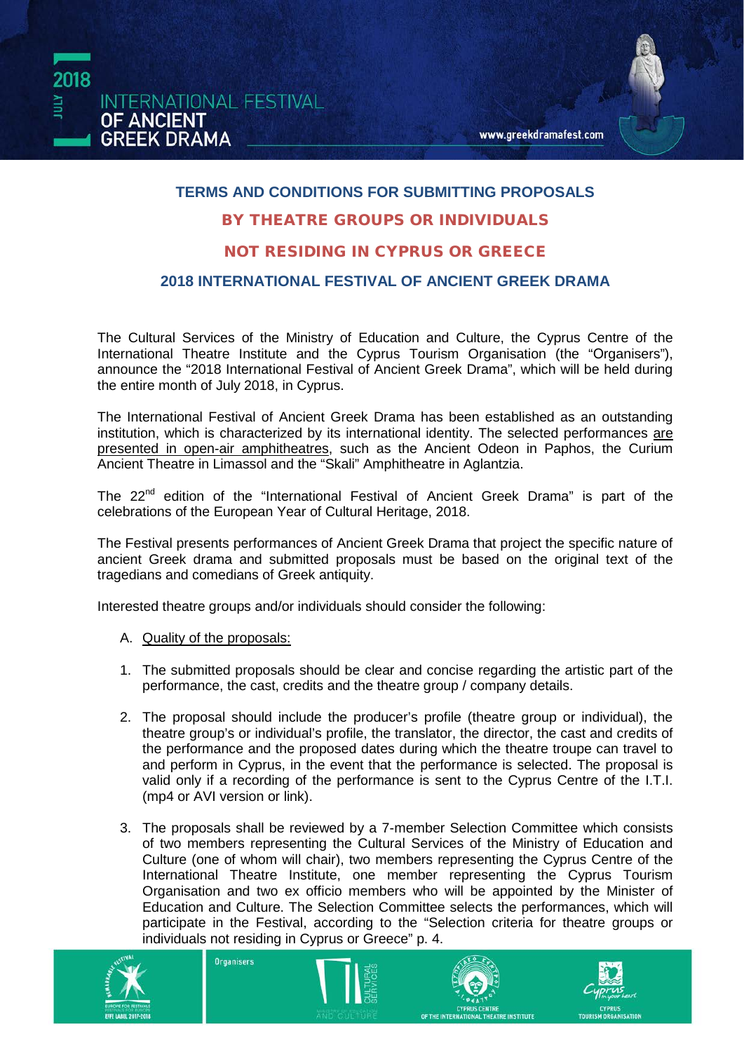## TERMS AND CONDITIONS FOR SUBMITTING PROPOSALS

## BY THEATRE GROUPS OR INDIVIDUALS

## NOT RESIDING IN CYPRUS OR GREECE

## 2018 INTERNATIONAL FESTIVAL OF ANCIENT GREEK DRAMA

The Cultural Services of the Ministry of Education and Culture, the Cyprus Centre of the International Theatre Institute and the Cyprus Tourism Organisation (the "Organisers"), announce the "2018 International Festival of Ancient Greek Drama", which will be held during the entire month of July 2018, in Cyprus.

The International Festival of Ancient Greek Drama has been established as an outstanding institution, which is characterized by its international identity. The selected performances are presented in open-air amphitheatres, such as the Ancient Odeon in Paphos, the Curium Ancient Theatre in Limassol and the "Skali" Amphitheatre in Aglantzia.

The 22nd edition of the "International Festival of Ancient Greek Drama" is part of the celebrations of the European Year of Cultural Heritage, 2018.

The Festival presents performances of Ancient Greek Drama that project the specific nature of ancient Greek drama and submitted proposals must be based on the original text of the tragedians and comedians of Greek antiquity.

Interested theatre groups and/or individuals should consider the following:

A. Quality of the proposals:

1. The submitted proposals should be clear and concise regarding the artistic part of the performance, the cast, credits and the theatre group / company details.

2. The proposal should include the producer's profile (theatre group or individual), the theatre group's or individual's profile, the translator, the director, the cast and credits of the performance and the proposed dates during which the theatre troupe can travel to and perform in Cyprus, in the event that the performance is selected. The proposal is valid only if a recording of the performance is sent to the Cyprus Centre of the I.T.I. (mp4 or AVI version or link).

3. The proposals shall be reviewed by a 7-member Selection Committee which consists of two members representing the Cultural Services of the Ministry of Education and Culture (one of whom will chair), two members representing the Cyprus Centre of the International Theatre Institute, one member representing the Cyprus Tourism Organisation and two ex officio members who will be appointed by the Minister of Education and Culture. The Selection Committee selects the performances, which will participate in the Festival, according to the "Selection criteria for theatre groups or individuals not residing in Cyprus or Greece" p. 4.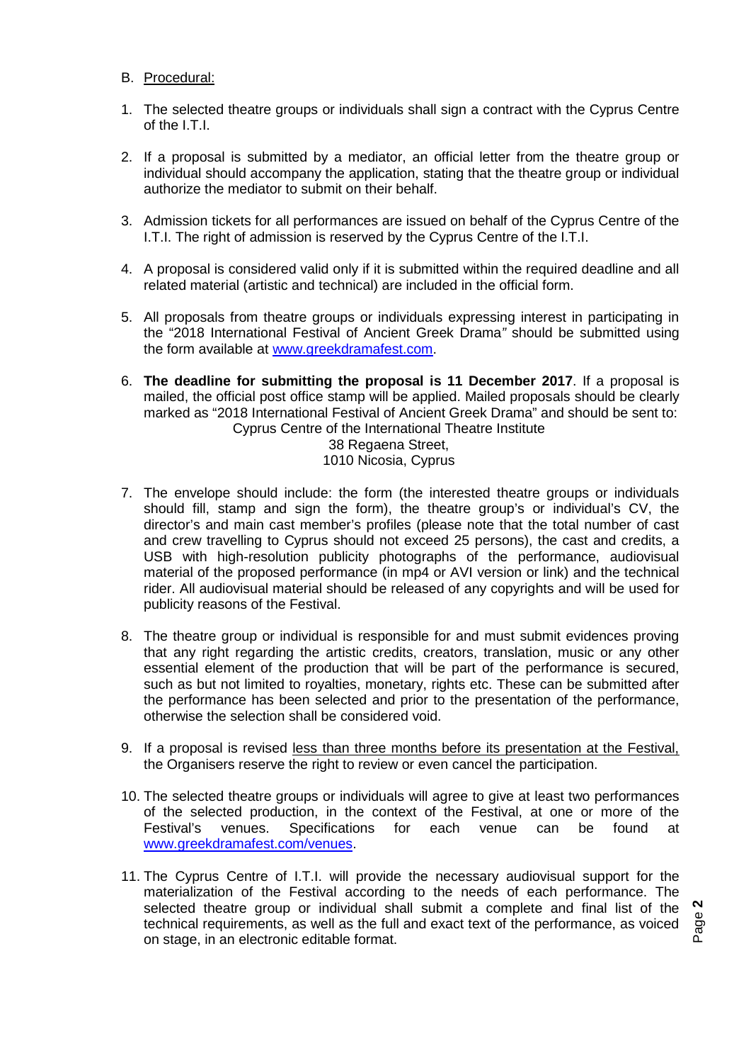B. Procedural:

1. The selected theatre groups or individuals shall sign a contract with the Cyprus Centre of the I.T.I.

2. If a proposal is submitted by a mediator, an official letter from the theatre group or individual should accompany the application, stating that the theatre group or individual authorize the mediator to submit on their behalf.

3. Admission tickets for all performances are issued on behalf of the Cyprus Centre of the I.T.I. The right of admission is reserved by the Cyprus Centre of the I.T.I.

4. A proposal is considered valid only if it is submitted within the required deadline and all related material (artistic and technical) are included in the official form.

5. All proposals from theatre groups or individuals expressing interest in participating in the "2018 International Festival of Ancient Greek Drama" should be submitted using the form available at [www.greekdramafest.com](http://www.greekdramafest.com).

6. **The deadline for submitting the proposal is 11 December 2017**. If a proposal is mailed, the official post office stamp will be applied. Mailed proposals should be clearly marked as "2018 International Festival of Ancient Greek Drama" and should be sent to:
   Cyprus Centre of the International Theatre Institute
   38 Regaena Street,
   1010 Nicosia, Cyprus

7. The envelope should include: the form (the interested theatre groups or individuals should fill, stamp and sign the form), the theatre group's or individual's CV, the director's and main cast member's profiles (please note that the total number of cast and crew travelling to Cyprus should not exceed 25 persons), the cast and credits, a USB with high-resolution publicity photographs of the performance, audiovisual material of the proposed performance (in mp4 or AVI version or link) and the technical rider. All audiovisual material should be released of any copyrights and will be used for publicity reasons of the Festival.

8. The theatre group or individual is responsible for and must submit evidences proving that any right regarding the artistic credits, creators, translation, music or any other essential element of the production that will be part of the performance is secured, such as but not limited to royalties, monetary, rights etc. These can be submitted after the performance has been selected and prior to the presentation of the performance, otherwise the selection shall be considered void.

9. If a proposal is revised less than three months before its presentation at the Festival, the Organisers reserve the right to review or even cancel the participation.

10. The selected theatre groups or individuals will agree to give at least two performances of the selected production, in the context of the Festival, at one or more of the Festival's venues. Specifications for each venue can be found at [www.greekdramafest.com/venues](http://www.greekdramafest.com/venues).

11. The Cyprus Centre of I.T.I. will provide the necessary audiovisual support for the materialization of the Festival according to the needs of each performance. The selected theatre group or individual shall submit a complete and final list of the technical requirements, as well as the full and exact text of the performance, as voiced on stage, in an electronic editable format.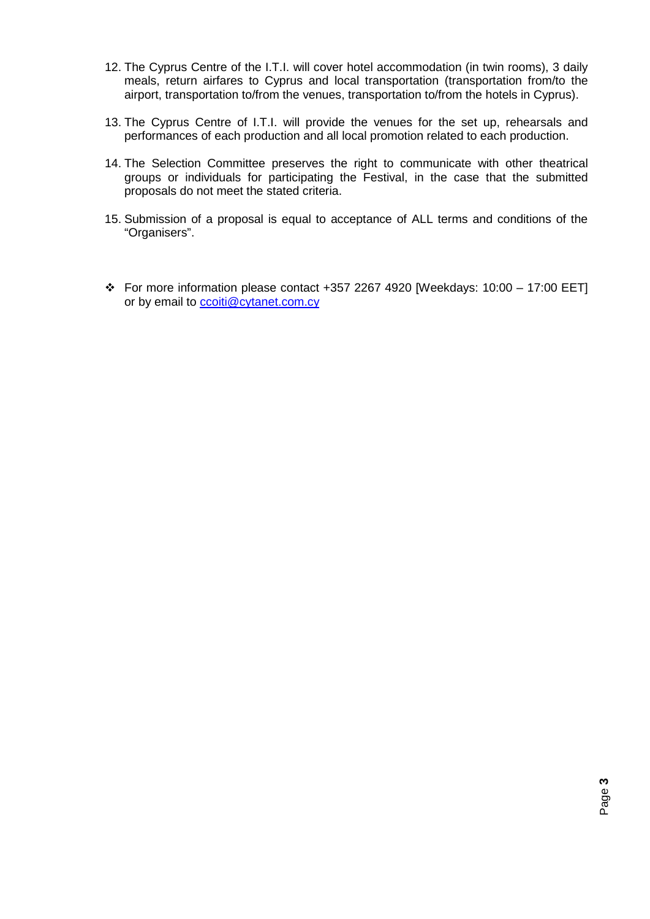12. The Cyprus Centre of the I.T.I. will cover hotel accommodation (in twin rooms), 3 daily meals, return airfares to Cyprus and local transportation (transportation from/to the airport, transportation to/from the venues, transportation to/from the hotels in Cyprus).

13. The Cyprus Centre of I.T.I. will provide the venues for the set up, rehearsals and performances of each production and all local promotion related to each production.

14. The Selection Committee preserves the right to communicate with other theatrical groups or individuals for participating the Festival, in the case that the submitted proposals do not meet the stated criteria.

15. Submission of a proposal is equal to acceptance of ALL terms and conditions of the "Organisers".

- For more information please contact +357 2267 4920 [Weekdays: 10:00 – 17:00 EET] or by email to [ccoiti@cytanet.com.cy](mailto:ccoiti@cytanet.com.cy)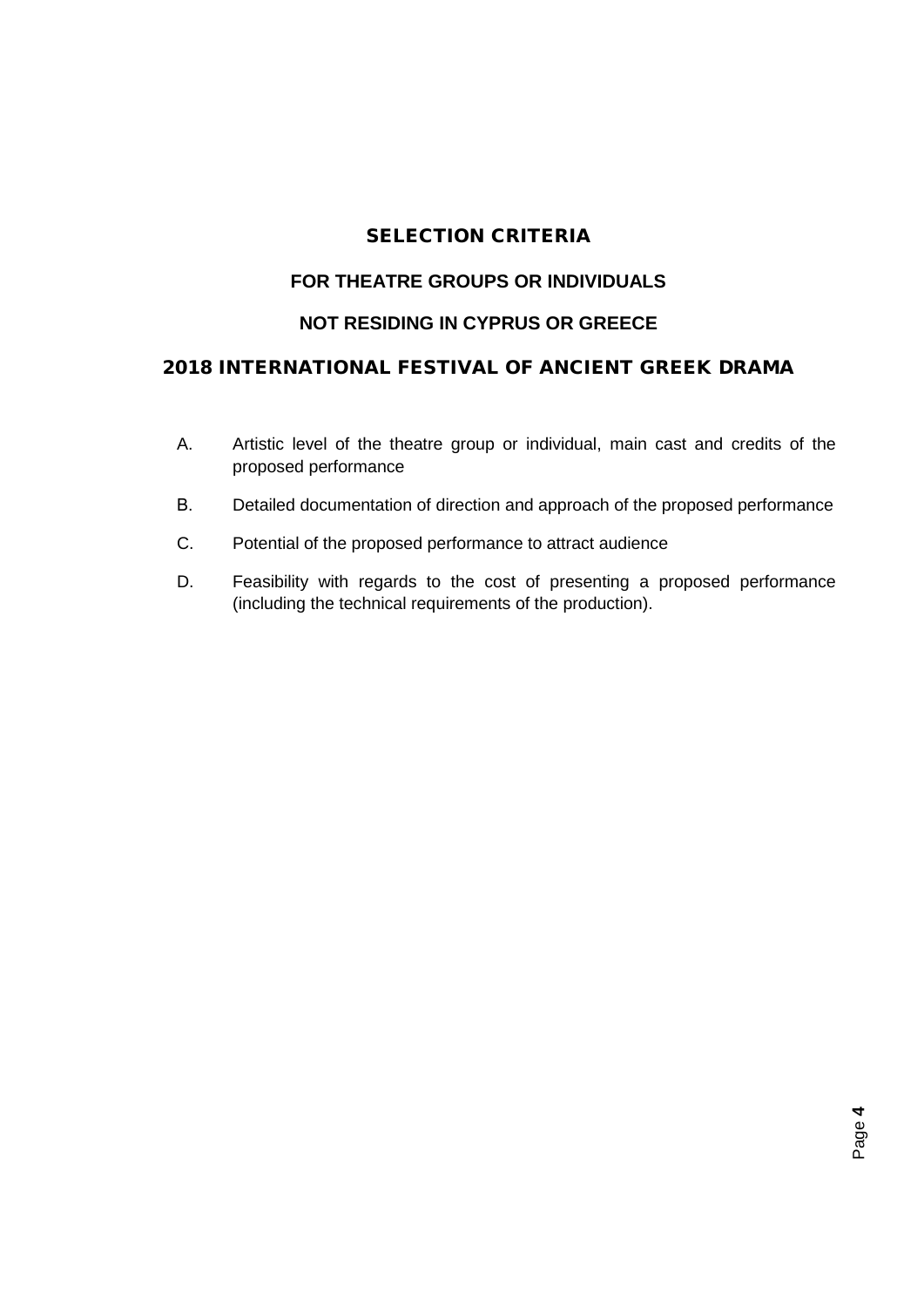# SELECTION CRITERIA

## FOR THEATRE GROUPS OR INDIVIDUALS

## NOT RESIDING IN CYPRUS OR GREECE

## 2018 INTERNATIONAL FESTIVAL OF ANCIENT GREEK DRAMA

A. Artistic level of the theatre group or individual, main cast and credits of the proposed performance

B. Detailed documentation of direction and approach of the proposed performance

C. Potential of the proposed performance to attract audience

D. Feasibility with regards to the cost of presenting a proposed performance (including the technical requirements of the production).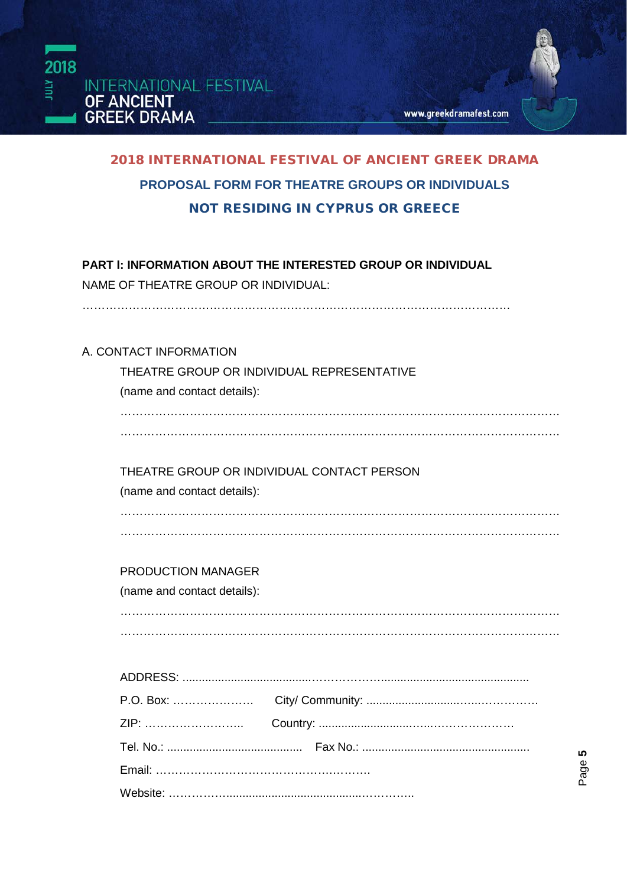## 2018 INTERNATIONAL FESTIVAL OF ANCIENT GREEK DRAMA

### PROPOSAL FORM FOR THEATRE GROUPS OR INDIVIDUALS

### NOT RESIDING IN CYPRUS OR GREECE

**PART I: INFORMATION ABOUT THE INTERESTED GROUP OR INDIVIDUAL**

NAME OF THEATRE GROUP OR INDIVIDUAL:

…………………………………………………………………………………………………

A. CONTACT INFORMATION

THEATRE GROUP OR INDIVIDUAL REPRESENTATIVE
(name and contact details):

…………………………………………………………………………………………………

…………………………………………………………………………………………………

THEATRE GROUP OR INDIVIDUAL CONTACT PERSON
(name and contact details):

…………………………………………………………………………………………………

…………………………………………………………………………………………………

PRODUCTION MANAGER
(name and contact details):

…………………………………………………………………………………………………

…………………………………………………………………………………………………

ADDRESS: ……………………………………………………………………………

P.O. Box: ………………… City/ Community: ……………………………………

ZIP: …………………….. Country: …………………………………………

Tel. No.: ………………………………… Fax No.: ……………………………………

Email: ………………………………………………….

Website: ………………………………………………….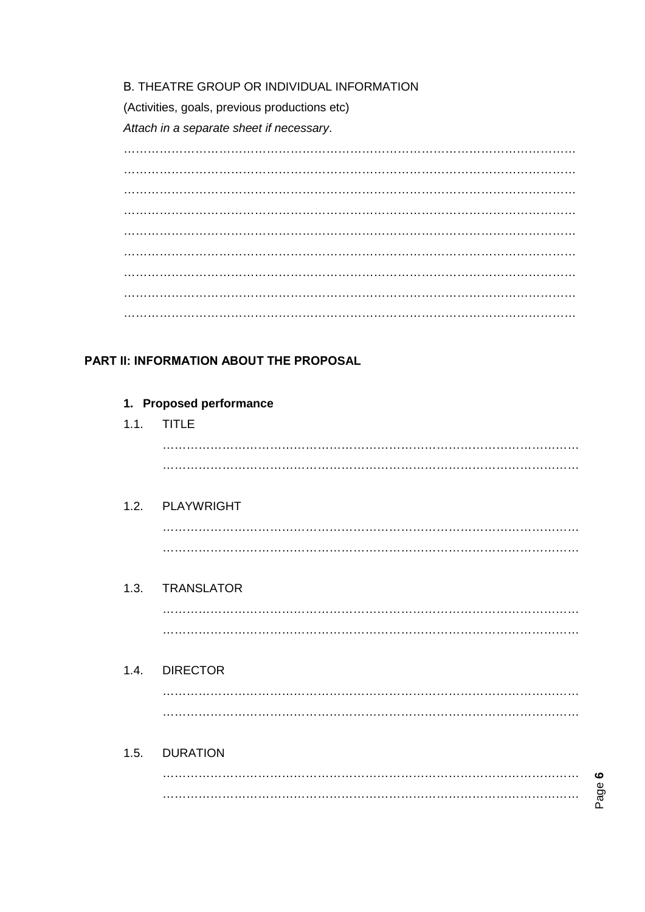B. THEATRE GROUP OR INDIVIDUAL INFORMATION

(Activities, goals, previous productions etc)

*Attach in a separate sheet if necessary*.

…………………………………………………………………………………………………………
…………………………………………………………………………………………………………
…………………………………………………………………………………………………………
…………………………………………………………………………………………………………
…………………………………………………………………………………………………………
…………………………………………………………………………………………………………
…………………………………………………………………………………………………………
…………………………………………………………………………………………………………
…………………………………………………………………………………………………………

## PART II: INFORMATION ABOUT THE PROPOSAL

### 1. Proposed performance

1.1. TITLE

…………………………………………………………………………………………………
…………………………………………………………………………………………………

1.2. PLAYWRIGHT

…………………………………………………………………………………………………
…………………………………………………………………………………………………

1.3. TRANSLATOR

…………………………………………………………………………………………………
…………………………………………………………………………………………………

1.4. DIRECTOR

…………………………………………………………………………………………………
…………………………………………………………………………………………………

1.5. DURATION

…………………………………………………………………………………………………
…………………………………………………………………………………………………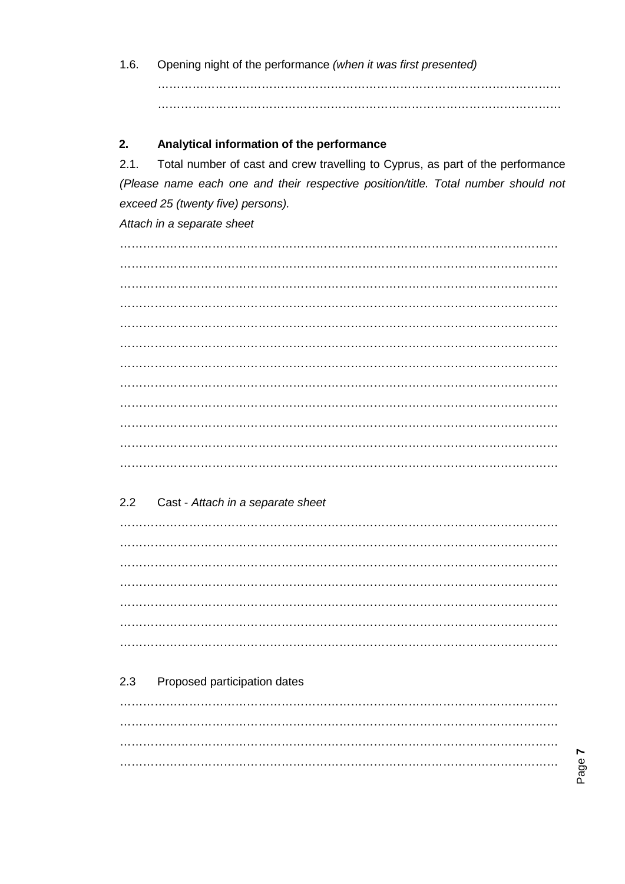1.6. Opening night of the performance *(when it was first presented)*

…………………………………………………………………………………………
…………………………………………………………………………………………

## 2. Analytical information of the performance

2.1. Total number of cast and crew travelling to Cyprus, as part of the performance *(Please name each one and their respective position/title. Total number should not exceed 25 (twenty five) persons).*

*Attach in a separate sheet*

…………………………………………………………………………………………
…………………………………………………………………………………………
…………………………………………………………………………………………
…………………………………………………………………………………………
…………………………………………………………………………………………
…………………………………………………………………………………………
…………………………………………………………………………………………
…………………………………………………………………………………………
…………………………………………………………………………………………
…………………………………………………………………………………………
…………………………………………………………………………………………
…………………………………………………………………………………………

2.2 Cast - *Attach in a separate sheet*

…………………………………………………………………………………………
…………………………………………………………………………………………
…………………………………………………………………………………………
…………………………………………………………………………………………
…………………………………………………………………………………………
…………………………………………………………………………………………
…………………………………………………………………………………………

2.3 Proposed participation dates

…………………………………………………………………………………………
…………………………………………………………………………………………
…………………………………………………………………………………………
…………………………………………………………………………………………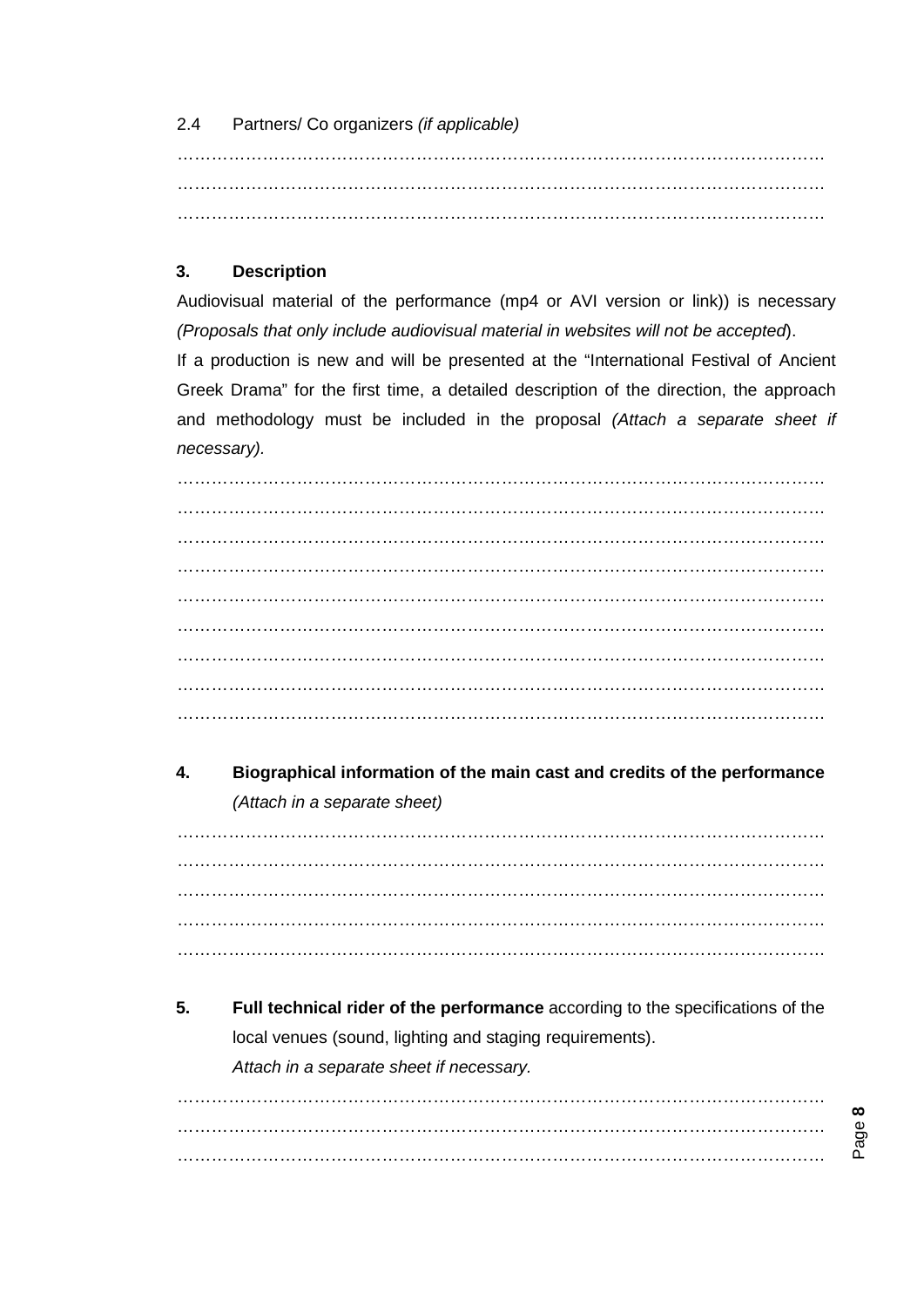2.4 Partners/ Co organizers *(if applicable)*

…………………………………………………………………………………………………
…………………………………………………………………………………………………
…………………………………………………………………………………………………

### 3. Description

Audiovisual material of the performance (mp4 or AVI version or link)) is necessary *(Proposals that only include audiovisual material in websites will not be accepted*).

If a production is new and will be presented at the "International Festival of Ancient Greek Drama" for the first time, a detailed description of the direction, the approach and methodology must be included in the proposal *(Attach a separate sheet if necessary).*

…………………………………………………………………………………………………
…………………………………………………………………………………………………
…………………………………………………………………………………………………
…………………………………………………………………………………………………
…………………………………………………………………………………………………
…………………………………………………………………………………………………
…………………………………………………………………………………………………
…………………………………………………………………………………………………
…………………………………………………………………………………………………

### 4. Biographical information of the main cast and credits of the performance

*(Attach in a separate sheet)*

…………………………………………………………………………………………………
…………………………………………………………………………………………………
…………………………………………………………………………………………………
…………………………………………………………………………………………………
…………………………………………………………………………………………………

### 5. Full technical rider of the performance according to the specifications of the local venues (sound, lighting and staging requirements).

*Attach in a separate sheet if necessary.*

…………………………………………………………………………………………………
…………………………………………………………………………………………………
…………………………………………………………………………………………………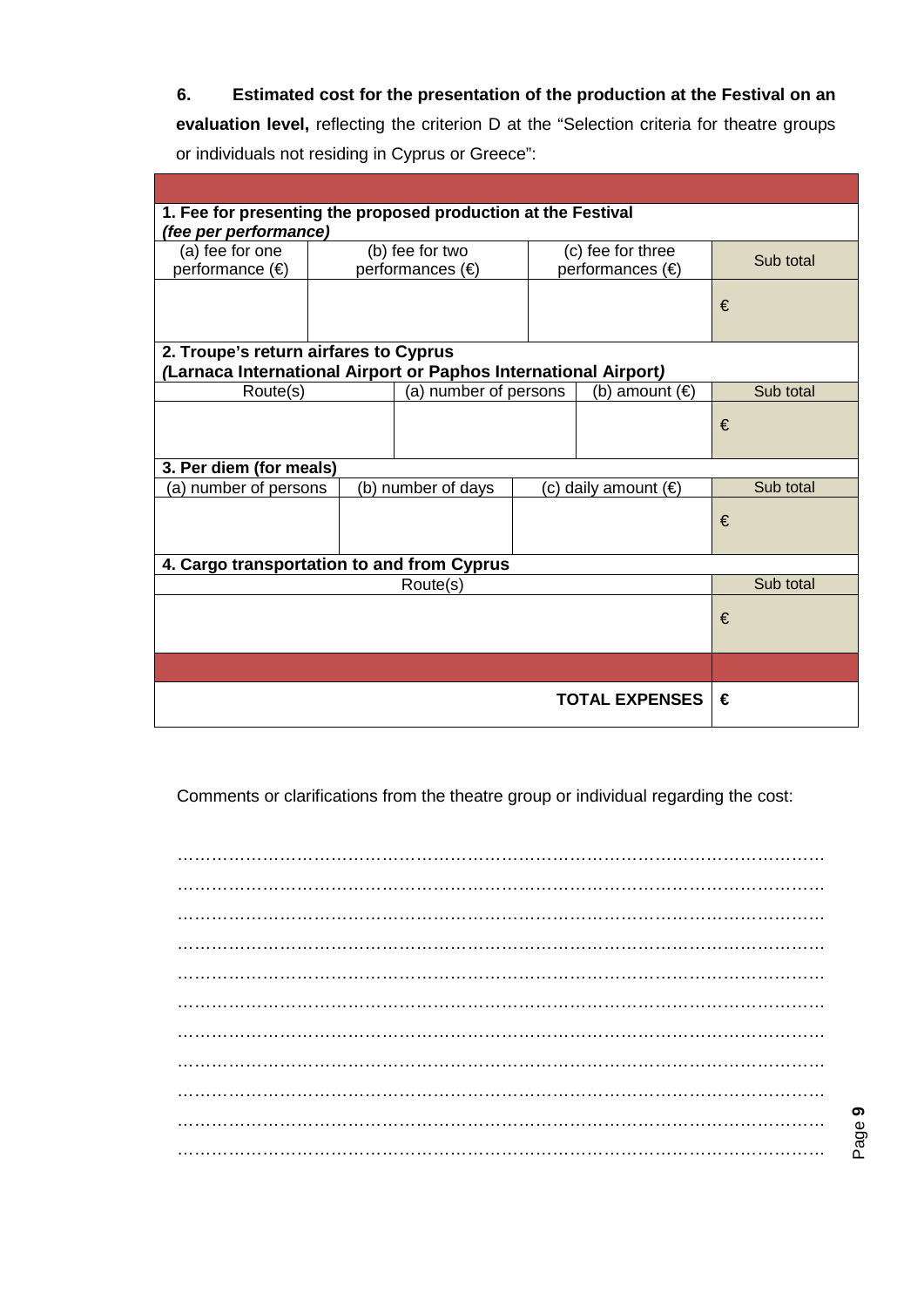**6. Estimated cost for the presentation of the production at the Festival on an evaluation level,** reflecting the criterion D at the "Selection criteria for theatre groups or individuals not residing in Cyprus or Greece":

| | | | |
|---|---|---|---|
| **1. Fee for presenting the proposed production at the Festival** ***(fee per performance)*** | | | |
| (a) fee for one performance (€) | (b) fee for two performances (€) | (c) fee for three performances (€) | Sub total |
| | | | € |
| **2. Troupe's return airfares to Cyprus** ***(Larnaca International Airport or Paphos International Airport)*** | | | |
| Route(s) | (a) number of persons | (b) amount (€) | Sub total |
| | | | € |
| **3. Per diem (for meals)** | | | |
| (a) number of persons | (b) number of days | (c) daily amount (€) | Sub total |
| | | | € |
| **4. Cargo transportation to and from Cyprus** | | | |
| Route(s) | | | Sub total |
| | | | € |
| | | | |
| | | **TOTAL EXPENSES** | € |

Comments or clarifications from the theatre group or individual regarding the cost:

…………………………………………………………………………………………………
…………………………………………………………………………………………………
…………………………………………………………………………………………………
…………………………………………………………………………………………………
…………………………………………………………………………………………………
…………………………………………………………………………………………………
…………………………………………………………………………………………………
…………………………………………………………………………………………………
…………………………………………………………………………………………………
…………………………………………………………………………………………………
…………………………………………………………………………………………………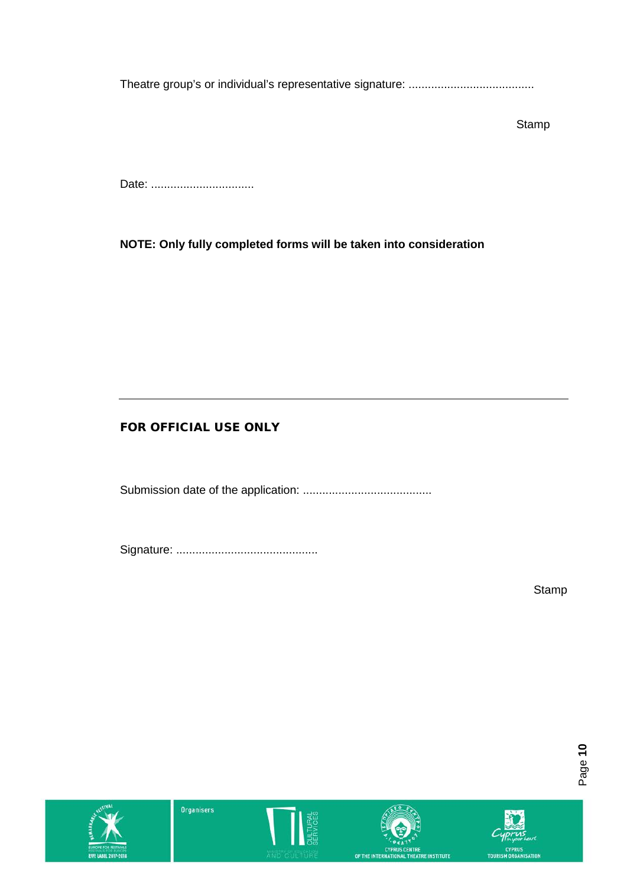Theatre group's or individual's representative signature: .......................................

Stamp

Date: ................................

**NOTE: Only fully completed forms will be taken into consideration**

---

**FOR OFFICIAL USE ONLY**

Submission date of the application: ........................................

Signature: ............................................

Stamp